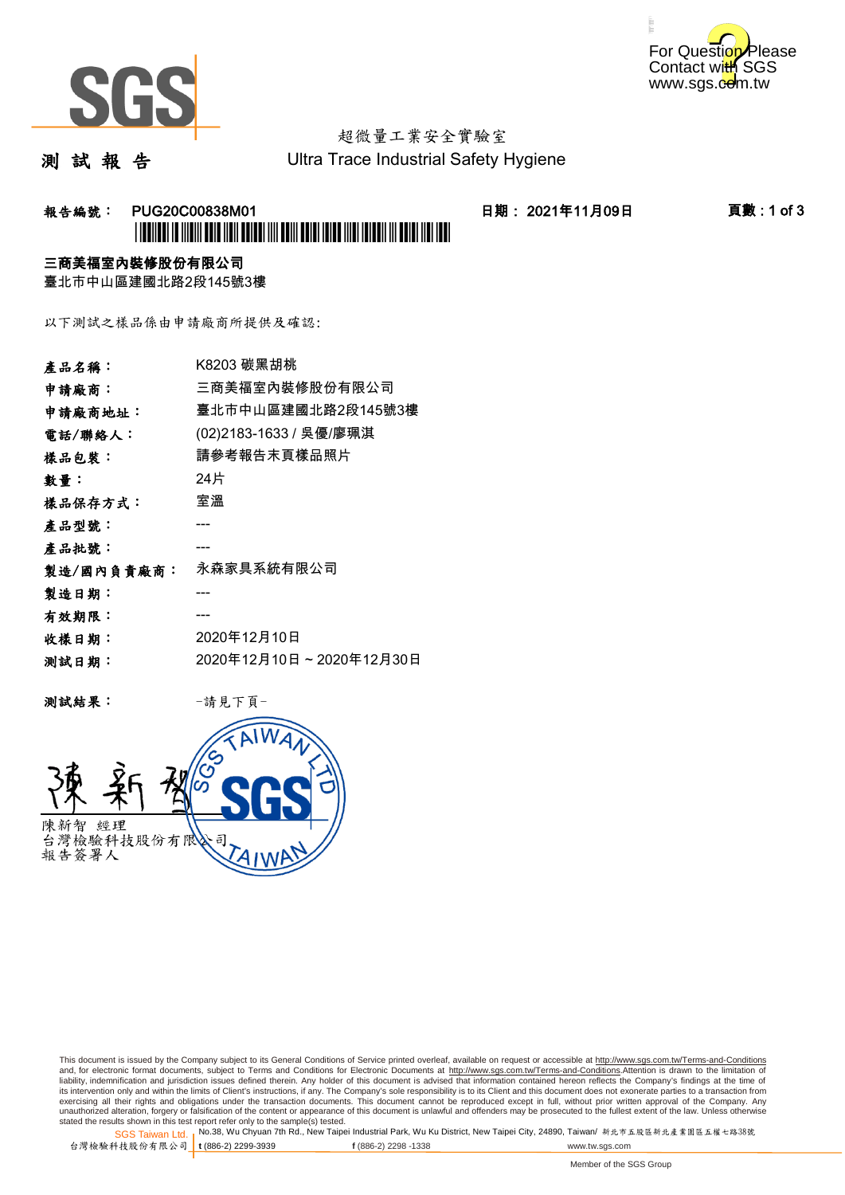For Question Please Contact with SGS www.sgs.com.tw

# 測 試 報 告

超微量工業安全實驗室
Ultra Trace Industrial Safety Hygiene

**報告編號： PUG20C00838M01** **日期： 2021年11月09日** **頁數 : 1 of 3**

**三商美福室內裝修股份有限公司**
臺北市中山區建國北路2段145號3樓

以下測試之樣品係由申請廠商所提供及確認:

| | |
|---|---|
| **產品名稱：** | K8203 碳黑胡桃 |
| **申請廠商：** | 三商美福室內裝修股份有限公司 |
| **申請廠商地址：** | 臺北市中山區建國北路2段145號3樓 |
| **電話/聯絡人：** | (02)2183-1633 / 吳優/廖珮淇 |
| **樣品包裝：** | 請參考報告末頁樣品照片 |
| **數量：** | 24片 |
| **樣品保存方式：** | 室溫 |
| **產品型號：** | --- |
| **產品批號：** | --- |
| **製造/國內負責廠商：** | 永森家具系統有限公司 |
| **製造日期：** | --- |
| **有效期限：** | --- |
| **收樣日期：** | 2020年12月10日 |
| **測試日期：** | 2020年12月10日 ~ 2020年12月30日 |

**測試結果：** -請見下頁-

陳新智 經理
台灣檢驗科技股份有限公司
報告簽署人

This document is issued by the Company subject to its General Conditions of Service printed overleaf, available on request or accessible at http://www.sgs.com.tw/Terms-and-Conditions and, for electronic format documents, subject to Terms and Conditions for Electronic Documents at http://www.sgs.com.tw/Terms-and-Conditions.Attention is drawn to the limitation of liability, indemnification and jurisdiction issues defined therein. Any holder of this document is advised that information contained hereon reflects the Company's findings at the time of its intervention only and within the limits of Client's instructions, if any. The Company's sole responsibility is to its Client and this document does not exonerate parties to a transaction from exercising all their rights and obligations under the transaction documents. This document cannot be reproduced except in full, without prior written approval of the Company. Any unauthorized alteration, forgery or falsification of the content or appearance of this document is unlawful and offenders may be prosecuted to the fullest extent of the law. Unless otherwise stated the results shown in this test report refer only to the sample(s) tested.

SGS Taiwan Ltd. | No.38, Wu Chyuan 7th Rd., New Taipei Industrial Park, Wu Ku District, New Taipei City, 24890, Taiwan/ 新北市五股區新北產業園區五權七路38號
台灣檢驗科技股份有限公司 | t (886-2) 2299-3939 f (886-2) 2298 -1338 www.tw.sgs.com

Member of the SGS Group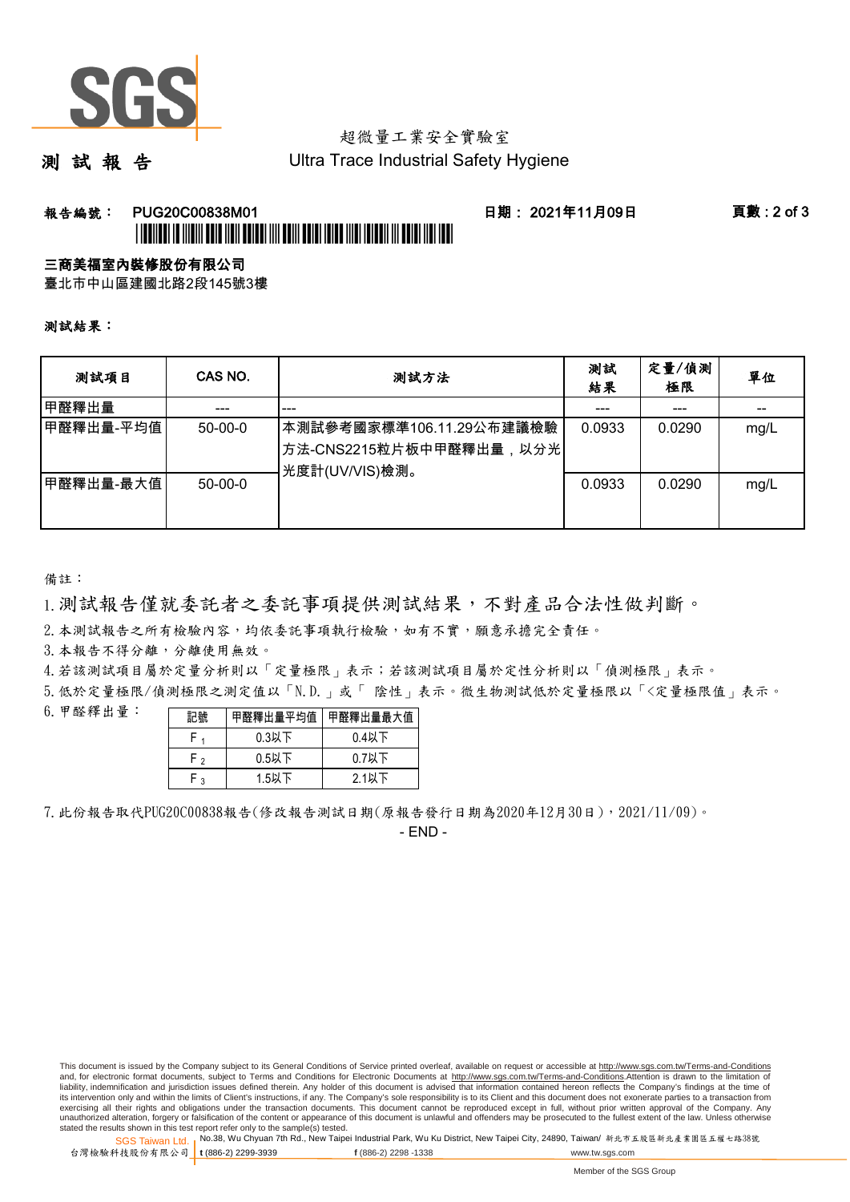超微量工業安全實驗室

# 測 試 報 告

Ultra Trace Industrial Safety Hygiene

**報告編號： PUG20C00838M01** **日期： 2021年11月09日**

**三商美福室內裝修股份有限公司**

臺北市中山區建國北路2段145號3樓

**測試結果：**

| 測試項目 | CAS NO. | 測試方法 | 測試結果 | 定量/偵測極限 | 單位 |
|---|---|---|---|---|---|
| 甲醛釋出量 | --- | --- | --- | --- | -- |
| 甲醛釋出量-平均值 | 50-00-0 | 本測試參考國家標準106.11.29公布建議檢驗方法-CNS2215粒片板中甲醛釋出量，以分光光度計(UV/VIS)檢測。 | 0.0933 | 0.0290 | mg/L |
| 甲醛釋出量-最大值 | 50-00-0 | | 0.0933 | 0.0290 | mg/L |

備註：

1. 測試報告僅就委託者之委託事項提供測試結果，不對產品合法性做判斷。
2. 本測試報告之所有檢驗內容，均依委託事項執行檢驗，如有不實，願意承擔完全責任。
3. 本報告不得分離，分離使用無效。
4. 若該測試項目屬於定量分析則以「定量極限」表示；若該測試項目屬於定性分析則以「偵測極限」表示。
5. 低於定量極限/偵測極限之測定值以「N.D.」或「 陰性」表示。微生物測試低於定量極限以「<定量極限值」表示。
6. 甲醛釋出量：

| 記號 | 甲醛釋出量平均值 | 甲醛釋出量最大值 |
|---|---|---|
| $F_1$ | 0.3以下 | 0.4以下 |
| $F_2$ | 0.5以下 | 0.7以下 |
| $F_3$ | 1.5以下 | 2.1以下 |

7. 此份報告取代PUG20C00838報告(修改報告測試日期(原報告發行日期為2020年12月30日)，2021/11/09)。

- END -

This document is issued by the Company subject to its General Conditions of Service printed overleaf, available on request or accessible at http://www.sgs.com.tw/Terms-and-Conditions and, for electronic format documents, subject to Terms and Conditions for Electronic Documents at http://www.sgs.com.tw/Terms-and-Conditions.Attention is drawn to the limitation of liability, indemnification and jurisdiction issues defined therein. Any holder of this document is advised that information contained hereon reflects the Company's findings at the time of its intervention only and within the limits of Client's instructions, if any. The Company's sole responsibility is to its Client and this document does not exonerate parties to a transaction from exercising all their rights and obligations under the transaction documents. This document cannot be reproduced except in full, without prior written approval of the Company. Any unauthorized alteration, forgery or falsification of the content or appearance of this document is unlawful and offenders may be prosecuted to the fullest extent of the law. Unless otherwise stated the results shown in this test report refer only to the sample(s) tested.

SGS Taiwan Ltd. 台灣檢驗科技股份有限公司 | No.38, Wu Chyuan 7th Rd., New Taipei Industrial Park, Wu Ku District, New Taipei City, 24890, Taiwan/ 新北市五股區新北產業園區五權七路38號 | t (886-2) 2299-3939 f (886-2) 2298 -1338 www.tw.sgs.com

Member of the SGS Group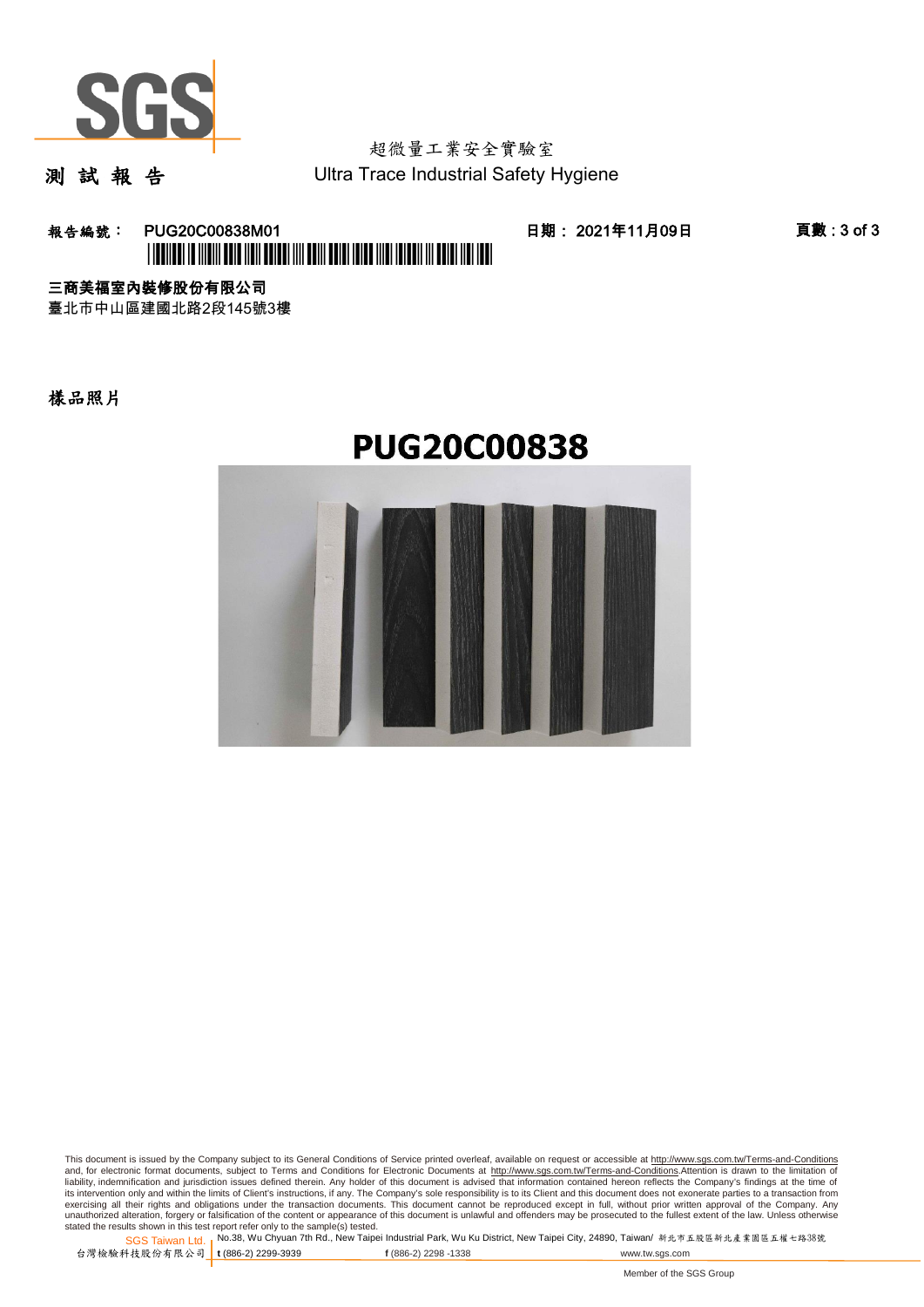超微量工業安全實驗室

# 測 試 報 告

Ultra Trace Industrial Safety Hygiene

**報告編號：** PUG20C00838M01　　**日期：** 2021年11月09日

**三商美福室內裝修股份有限公司**

臺北市中山區建國北路2段145號3樓

**樣品照片**

**PUG20C00838**

This document is issued by the Company subject to its General Conditions of Service printed overleaf, available on request or accessible at http://www.sgs.com.tw/Terms-and-Conditions and, for electronic format documents, subject to Terms and Conditions for Electronic Documents at http://www.sgs.com.tw/Terms-and-Conditions.Attention is drawn to the limitation of liability, indemnification and jurisdiction issues defined therein. Any holder of this document is advised that information contained hereon reflects the Company's findings at the time of its intervention only and within the limits of Client's instructions, if any. The Company's sole responsibility is to its Client and this document does not exonerate parties to a transaction from exercising all their rights and obligations under the transaction documents. This document cannot be reproduced except in full, without prior written approval of the Company. Any unauthorized alteration, forgery or falsification of the content or appearance of this document is unlawful and offenders may be prosecuted to the fullest extent of the law. Unless otherwise stated the results shown in this test report refer only to the sample(s) tested.

SGS Taiwan Ltd. 台灣檢驗科技股份有限公司 | No.38, Wu Chyuan 7th Rd., New Taipei Industrial Park, Wu Ku District, New Taipei City, 24890, Taiwan/ 新北市五股區新北產業園區五權七路38號 | t (886-2) 2299-3939 f (886-2) 2298 -1338 www.tw.sgs.com

Member of the SGS Group